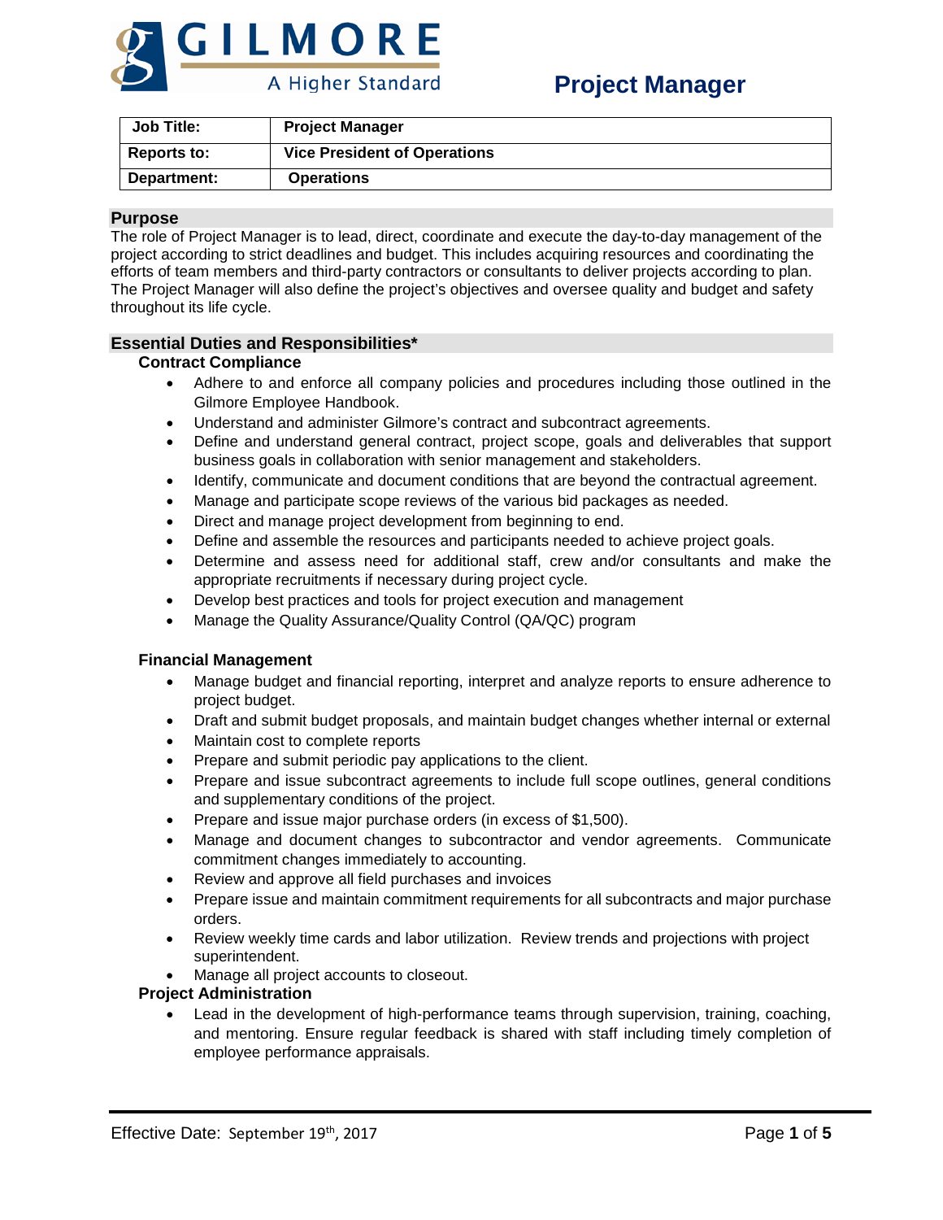GILMORE

A Higher Standard

# Project Manager

| Job Title: | Project Manager |
|---|---|
| Reports to: | Vice President of Operations |
| Department: | Operations |

## Purpose

The role of Project Manager is to lead, direct, coordinate and execute the day-to-day management of the project according to strict deadlines and budget. This includes acquiring resources and coordinating the efforts of team members and third-party contractors or consultants to deliver projects according to plan. The Project Manager will also define the project's objectives and oversee quality and budget and safety throughout its life cycle.

## Essential Duties and Responsibilities*

### Contract Compliance

- Adhere to and enforce all company policies and procedures including those outlined in the Gilmore Employee Handbook.
- Understand and administer Gilmore's contract and subcontract agreements.
- Define and understand general contract, project scope, goals and deliverables that support business goals in collaboration with senior management and stakeholders.
- Identify, communicate and document conditions that are beyond the contractual agreement.
- Manage and participate scope reviews of the various bid packages as needed.
- Direct and manage project development from beginning to end.
- Define and assemble the resources and participants needed to achieve project goals.
- Determine and assess need for additional staff, crew and/or consultants and make the appropriate recruitments if necessary during project cycle.
- Develop best practices and tools for project execution and management
- Manage the Quality Assurance/Quality Control (QA/QC) program

### Financial Management

- Manage budget and financial reporting, interpret and analyze reports to ensure adherence to project budget.
- Draft and submit budget proposals, and maintain budget changes whether internal or external
- Maintain cost to complete reports
- Prepare and submit periodic pay applications to the client.
- Prepare and issue subcontract agreements to include full scope outlines, general conditions and supplementary conditions of the project.
- Prepare and issue major purchase orders (in excess of $1,500).
- Manage and document changes to subcontractor and vendor agreements. Communicate commitment changes immediately to accounting.
- Review and approve all field purchases and invoices
- Prepare issue and maintain commitment requirements for all subcontracts and major purchase orders.
- Review weekly time cards and labor utilization. Review trends and projections with project superintendent.
- Manage all project accounts to closeout.

### Project Administration

- Lead in the development of high-performance teams through supervision, training, coaching, and mentoring. Ensure regular feedback is shared with staff including timely completion of employee performance appraisals.

Effective Date: September 19th, 2017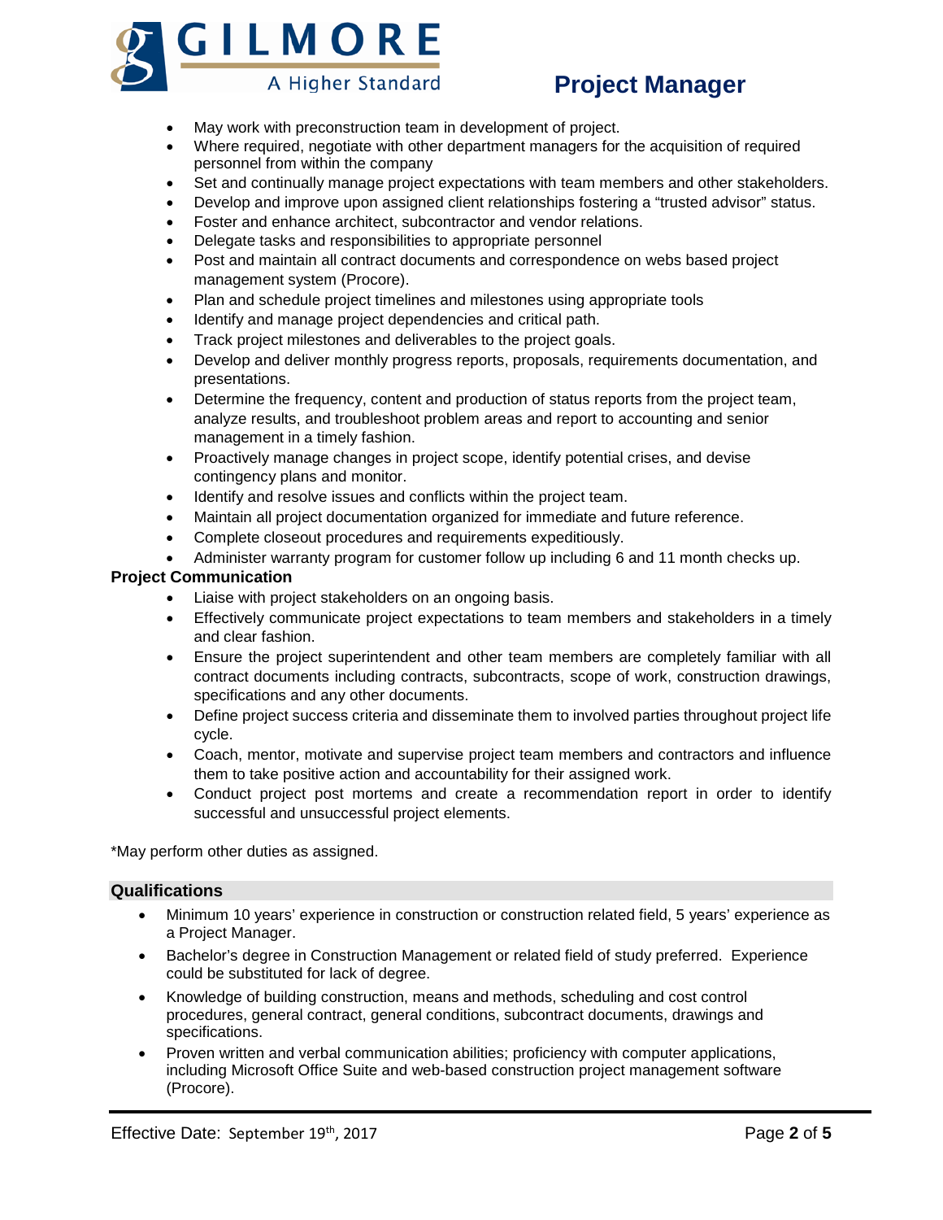- May work with preconstruction team in development of project.
- Where required, negotiate with other department managers for the acquisition of required personnel from within the company
- Set and continually manage project expectations with team members and other stakeholders.
- Develop and improve upon assigned client relationships fostering a "trusted advisor" status.
- Foster and enhance architect, subcontractor and vendor relations.
- Delegate tasks and responsibilities to appropriate personnel
- Post and maintain all contract documents and correspondence on webs based project management system (Procore).
- Plan and schedule project timelines and milestones using appropriate tools
- Identify and manage project dependencies and critical path.
- Track project milestones and deliverables to the project goals.
- Develop and deliver monthly progress reports, proposals, requirements documentation, and presentations.
- Determine the frequency, content and production of status reports from the project team, analyze results, and troubleshoot problem areas and report to accounting and senior management in a timely fashion.
- Proactively manage changes in project scope, identify potential crises, and devise contingency plans and monitor.
- Identify and resolve issues and conflicts within the project team.
- Maintain all project documentation organized for immediate and future reference.
- Complete closeout procedures and requirements expeditiously.
- Administer warranty program for customer follow up including 6 and 11 month checks up.

**Project Communication**

- Liaise with project stakeholders on an ongoing basis.
- Effectively communicate project expectations to team members and stakeholders in a timely and clear fashion.
- Ensure the project superintendent and other team members are completely familiar with all contract documents including contracts, subcontracts, scope of work, construction drawings, specifications and any other documents.
- Define project success criteria and disseminate them to involved parties throughout project life cycle.
- Coach, mentor, motivate and supervise project team members and contractors and influence them to take positive action and accountability for their assigned work.
- Conduct project post mortems and create a recommendation report in order to identify successful and unsuccessful project elements.

*May perform other duties as assigned.

## Qualifications

- Minimum 10 years' experience in construction or construction related field, 5 years' experience as a Project Manager.
- Bachelor's degree in Construction Management or related field of study preferred. Experience could be substituted for lack of degree.
- Knowledge of building construction, means and methods, scheduling and cost control procedures, general contract, general conditions, subcontract documents, drawings and specifications.
- Proven written and verbal communication abilities; proficiency with computer applications, including Microsoft Office Suite and web-based construction project management software (Procore).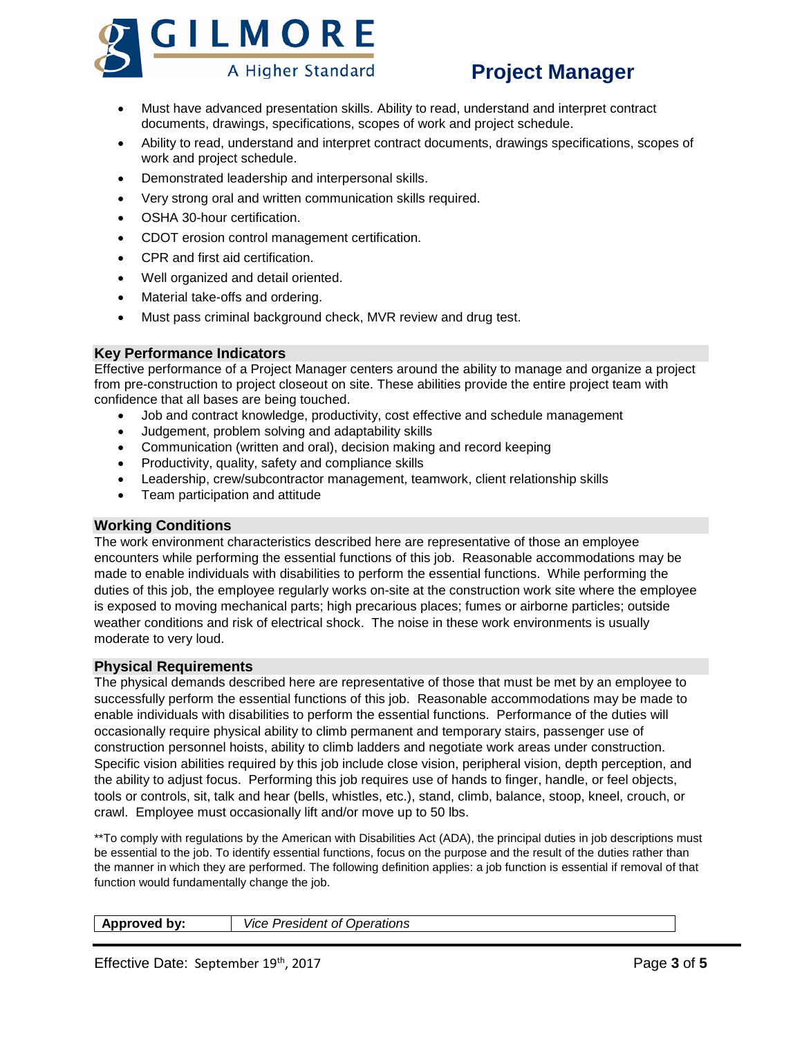- Must have advanced presentation skills. Ability to read, understand and interpret contract documents, drawings, specifications, scopes of work and project schedule.
- Ability to read, understand and interpret contract documents, drawings specifications, scopes of work and project schedule.
- Demonstrated leadership and interpersonal skills.
- Very strong oral and written communication skills required.
- OSHA 30-hour certification.
- CDOT erosion control management certification.
- CPR and first aid certification.
- Well organized and detail oriented.
- Material take-offs and ordering.
- Must pass criminal background check, MVR review and drug test.

## Key Performance Indicators

Effective performance of a Project Manager centers around the ability to manage and organize a project from pre-construction to project closeout on site. These abilities provide the entire project team with confidence that all bases are being touched.

- Job and contract knowledge, productivity, cost effective and schedule management
- Judgement, problem solving and adaptability skills
- Communication (written and oral), decision making and record keeping
- Productivity, quality, safety and compliance skills
- Leadership, crew/subcontractor management, teamwork, client relationship skills
- Team participation and attitude

## Working Conditions

The work environment characteristics described here are representative of those an employee encounters while performing the essential functions of this job. Reasonable accommodations may be made to enable individuals with disabilities to perform the essential functions. While performing the duties of this job, the employee regularly works on-site at the construction work site where the employee is exposed to moving mechanical parts; high precarious places; fumes or airborne particles; outside weather conditions and risk of electrical shock. The noise in these work environments is usually moderate to very loud.

## Physical Requirements

The physical demands described here are representative of those that must be met by an employee to successfully perform the essential functions of this job. Reasonable accommodations may be made to enable individuals with disabilities to perform the essential functions. Performance of the duties will occasionally require physical ability to climb permanent and temporary stairs, passenger use of construction personnel hoists, ability to climb ladders and negotiate work areas under construction. Specific vision abilities required by this job include close vision, peripheral vision, depth perception, and the ability to adjust focus. Performing this job requires use of hands to finger, handle, or feel objects, tools or controls, sit, talk and hear (bells, whistles, etc.), stand, climb, balance, stoop, kneel, crouch, or crawl. Employee must occasionally lift and/or move up to 50 lbs.

**To comply with regulations by the American with Disabilities Act (ADA), the principal duties in job descriptions must be essential to the job. To identify essential functions, focus on the purpose and the result of the duties rather than the manner in which they are performed. The following definition applies: a job function is essential if removal of that function would fundamentally change the job.

| **Approved by:** | *Vice President of Operations* |
|---|---|

Effective Date: September 19th, 2017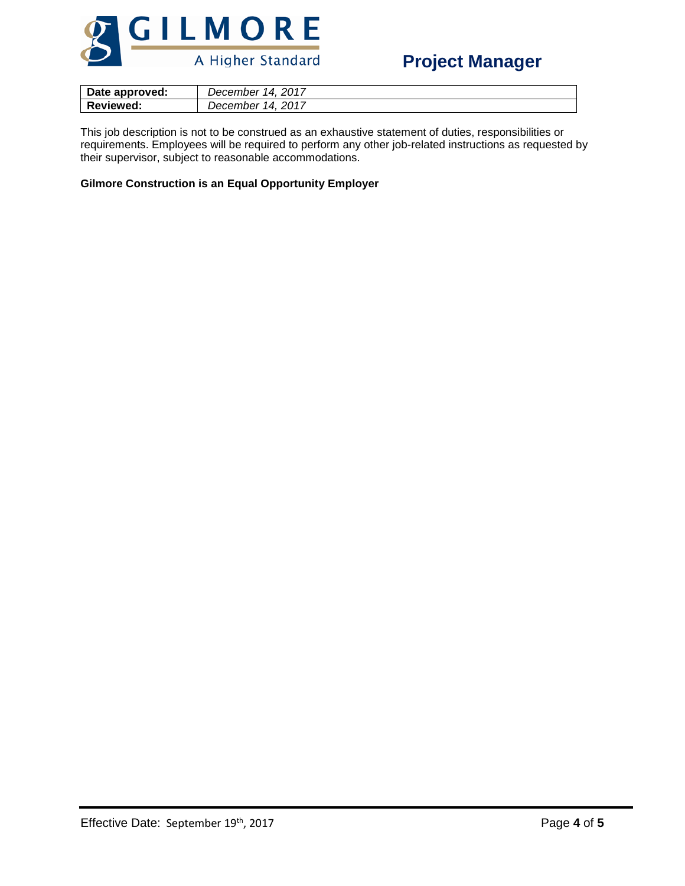| **Date approved:** | *December 14, 2017* |
| --- | --- |
| **Reviewed:** | *December 14, 2017* |

This job description is not to be construed as an exhaustive statement of duties, responsibilities or requirements. Employees will be required to perform any other job-related instructions as requested by their supervisor, subject to reasonable accommodations.

**Gilmore Construction is an Equal Opportunity Employer**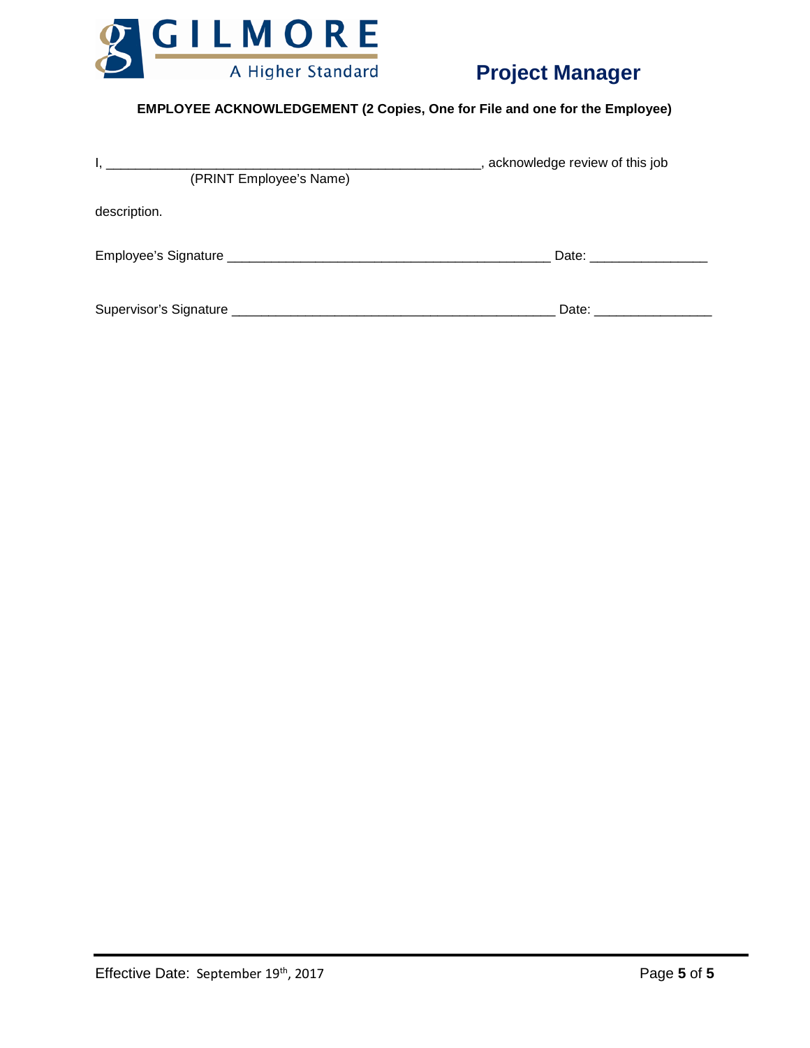# Project Manager

**EMPLOYEE ACKNOWLEDGEMENT (2 Copies, One for File and one for the Employee)**

I, ________________________________________________, acknowledge review of this job
(PRINT Employee's Name)

description.

Employee's Signature ________________________________________ Date: _______________

Supervisor's Signature ________________________________________ Date: _______________

Effective Date: September 19th, 2017